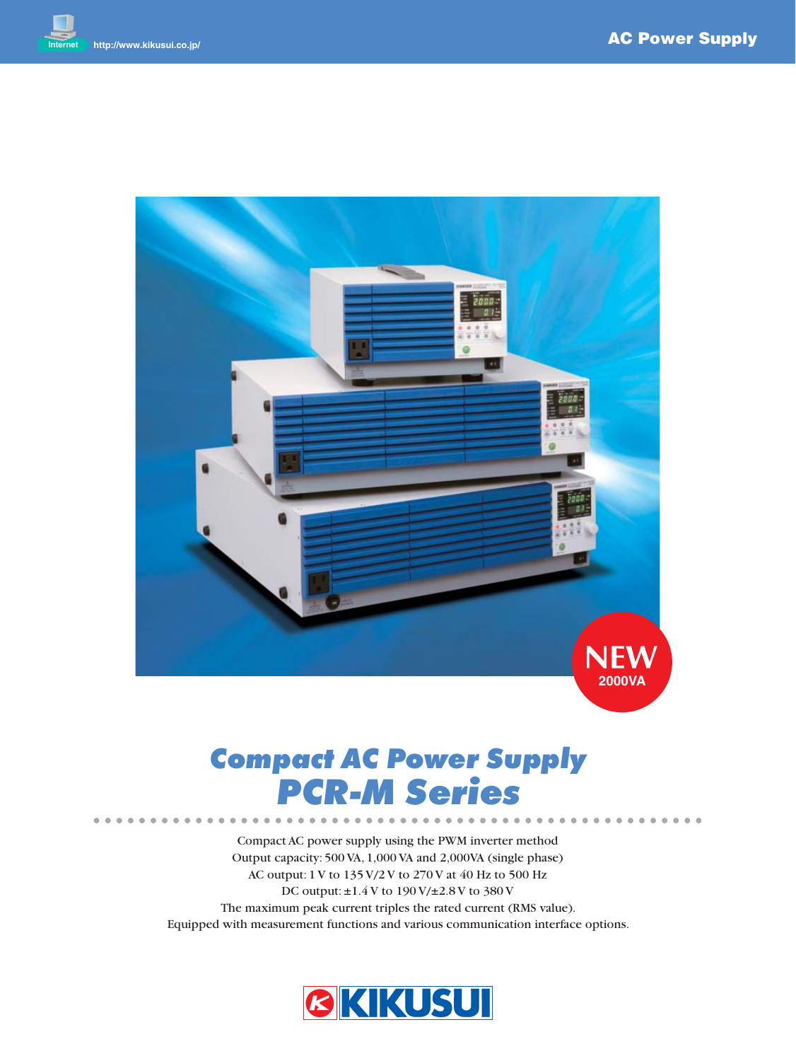# Compact AC Power Supply
# PCR-M Series

NEW 2000VA

Compact AC power supply using the PWM inverter method
Output capacity: 500 VA, 1,000 VA and 2,000VA (single phase)
AC output: 1 V to 135 V/2 V to 270 V at 40 Hz to 500 Hz
DC output: ±1.4 V to 190 V/±2.8 V to 380 V
The maximum peak current triples the rated current (RMS value).
Equipped with measurement functions and various communication interface options.

KIKUSUI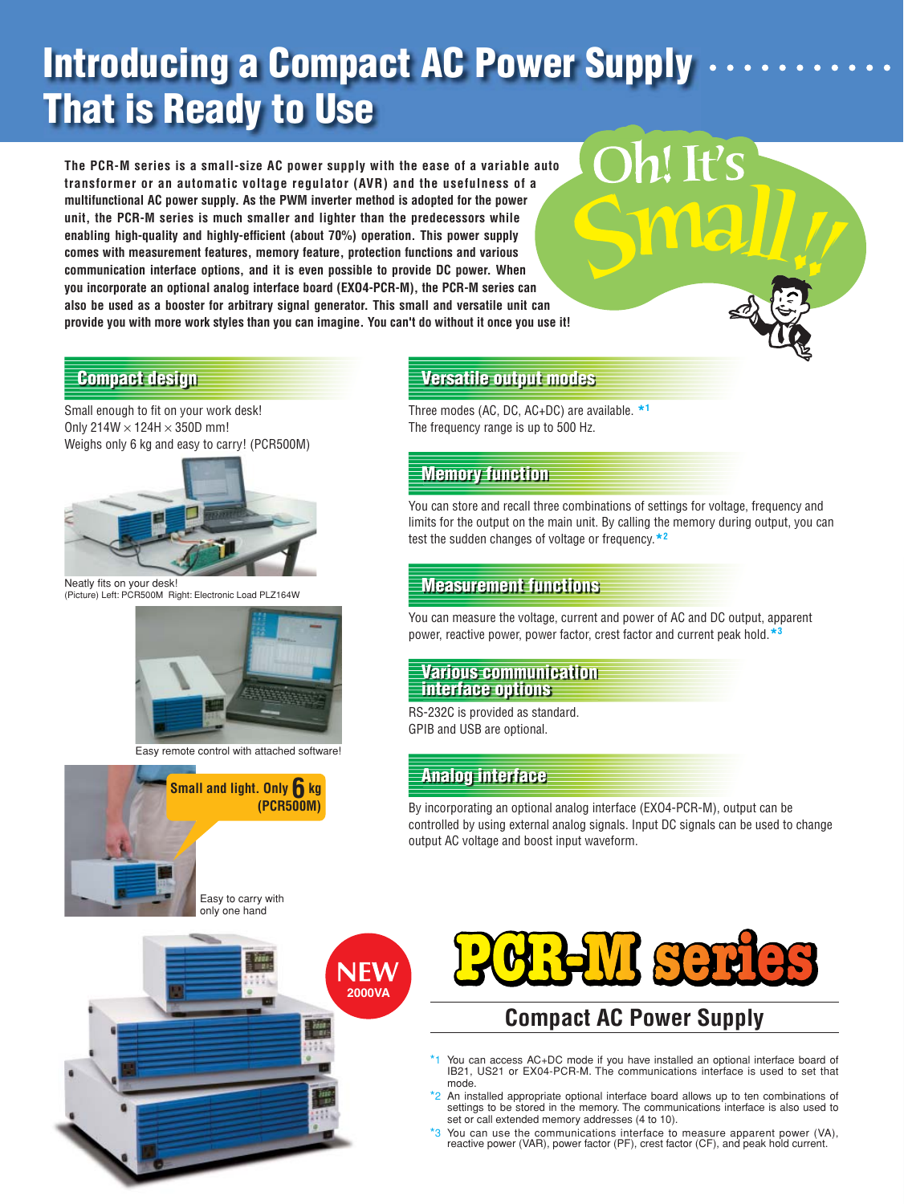# Introducing a Compact AC Power Supply That is Ready to Use

Oh! It's Small!!

**The PCR-M series is a small-size AC power supply with the ease of a variable auto transformer or an automatic voltage regulator (AVR) and the usefulness of a multifunctional AC power supply. As the PWM inverter method is adopted for the power unit, the PCR-M series is much smaller and lighter than the predecessors while enabling high-quality and highly-efficient (about 70%) operation. This power supply comes with measurement features, memory feature, protection functions and various communication interface options, and it is even possible to provide DC power. When you incorporate an optional analog interface board (EX04-PCR-M), the PCR-M series can also be used as a booster for arbitrary signal generator. This small and versatile unit can provide you with more work styles than you can imagine. You can't do without it once you use it!**

## Compact design

Small enough to fit on your work desk!
Only 214W × 124H × 350D mm!
Weighs only 6 kg and easy to carry! (PCR500M)

Neatly fits on your desk!
(Picture) Left: PCR500M Right: Electronic Load PLZ164W

Easy remote control with attached software!

Small and light. Only 6 kg (PCR500M)

Easy to carry with only one hand

## Versatile output modes

Three modes (AC, DC, AC+DC) are available. *1
The frequency range is up to 500 Hz.

## Memory function

You can store and recall three combinations of settings for voltage, frequency and limits for the output on the main unit. By calling the memory during output, you can test the sudden changes of voltage or frequency. *2

## Measurement functions

You can measure the voltage, current and power of AC and DC output, apparent power, reactive power, power factor, crest factor and current peak hold. *3

## Various communication interface options

RS-232C is provided as standard.
GPIB and USB are optional.

## Analog interface

By incorporating an optional analog interface (EX04-PCR-M), output can be controlled by using external analog signals. Input DC signals can be used to change output AC voltage and boost input waveform.

NEW 2000VA

# PCR-M series

## Compact AC Power Supply

*1 You can access AC+DC mode if you have installed an optional interface board of IB21, US21 or EX04-PCR-M. The communications interface is used to set that mode.

*2 An installed appropriate optional interface board allows up to ten combinations of settings to be stored in the memory. The communications interface is also used to set or call extended memory addresses (4 to 10).

*3 You can use the communications interface to measure apparent power (VA), reactive power (VAR), power factor (PF), crest factor (CF), and peak hold current.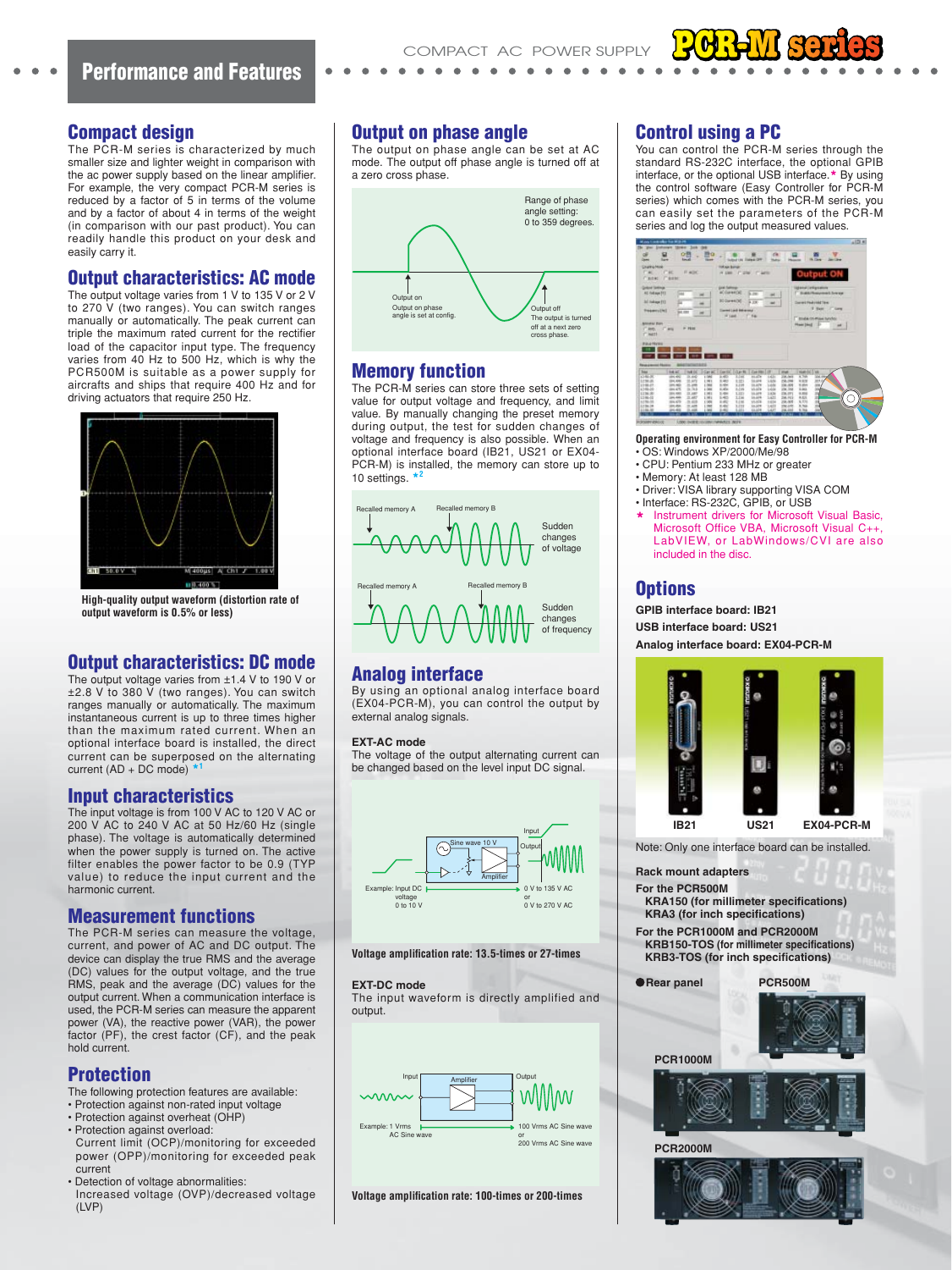# Performance and Features

## Compact design

The PCR-M series is characterized by much smaller size and lighter weight in comparison with the ac power supply based on the linear amplifier. For example, the very compact PCR-M series is reduced by a factor of 5 in terms of the volume and by a factor of about 4 in terms of the weight (in comparison with our past product). You can readily handle this product on your desk and easily carry it.

## Output characteristics: AC mode

The output voltage varies from 1 V to 135 V or 2 V to 270 V (two ranges). You can switch ranges manually or automatically. The peak current can triple the maximum rated current for the rectifier load of the capacitor input type. The frequency varies from 40 Hz to 500 Hz, which is why the PCR500M is suitable as a power supply for aircrafts and ships that require 400 Hz and for driving actuators that require 250 Hz.

**High-quality output waveform (distortion rate of output waveform is 0.5% or less)**

## Output characteristics: DC mode

The output voltage varies from ±1.4 V to 190 V or ±2.8 V to 380 V (two ranges). You can switch ranges manually or automatically. The maximum instantaneous current is up to three times higher than the maximum rated current. When an optional interface board is installed, the direct current can be superposed on the alternating current (AD + DC mode) *1

## Input characteristics

The input voltage is from 100 V AC to 120 V AC or 200 V AC to 240 V AC at 50 Hz/60 Hz (single phase). The voltage is automatically determined when the power supply is turned on. The active filter enables the power factor to be 0.9 (TYP value) to reduce the input current and the harmonic current.

## Measurement functions

The PCR-M series can measure the voltage, current, and power of AC and DC output. The device can display the true RMS and the average (DC) values for the output voltage, and the true RMS, peak and the average (DC) values for the output current. When a communication interface is used, the PCR-M series can measure the apparent power (VA), the reactive power (VAR), the power factor (PF), the crest factor (CF), and the peak hold current.

## Protection

The following protection features are available:

- Protection against non-rated input voltage
- Protection against overheat (OHP)
- Protection against overload:
  Current limit (OCP)/monitoring for exceeded power (OPP)/monitoring for exceeded peak current
- Detection of voltage abnormalities:
  Increased voltage (OVP)/decreased voltage (LVP)

## Output on phase angle

The output on phase angle can be set at AC mode. The output off phase angle is turned off at a zero cross phase.

Range of phase angle setting: 0 to 359 degrees.

Output on: Output on phase angle is set at config.

Output off: The output is turned off at a next zero cross phase.

## Memory function

The PCR-M series can store three sets of setting value for output voltage and frequency, and limit value. By manually changing the preset memory during output, the test for sudden changes of voltage and frequency is also possible. When an optional interface board (IB21, US21 or EX04-PCR-M) is installed, the memory can store up to 10 settings. *2

Recalled memory A / Recalled memory B — Sudden changes of voltage

Recalled memory A / Recalled memory B — Sudden changes of frequency

## Analog interface

By using an optional analog interface board (EX04-PCR-M), you can control the output by external analog signals.

**EXT-AC mode**
The voltage of the output alternating current can be changed based on the level input DC signal.

Sine wave 10 V — Amplifier — Input / Output
Example: Input DC voltage 0 to 10 V → 0 V to 135 V AC or 0 V to 270 V AC

**Voltage amplification rate: 13.5-times or 27-times**

**EXT-DC mode**
The input waveform is directly amplified and output.

Input — Amplifier — Output
Example: 1 Vrms AC Sine wave → 100 Vrms AC Sine wave or 200 Vrms AC Sine wave

**Voltage amplification rate: 100-times or 200-times**

## Control using a PC

You can control the PCR-M series through the standard RS-232C interface, the optional GPIB interface, or the optional USB interface.* By using the control software (Easy Controller for PCR-M series) which comes with the PCR-M series, you can easily set the parameters of the PCR-M series and log the output measured values.

**Operating environment for Easy Controller for PCR-M**

- OS: Windows XP/2000/Me/98
- CPU: Pentium 233 MHz or greater
- Memory: At least 128 MB
- Driver: VISA library supporting VISA COM
- Interface: RS-232C, GPIB, or USB

\* Instrument drivers for Microsoft Visual Basic, Microsoft Office VBA, Microsoft Visual C++, LabVIEW, or LabWindows/CVI are also included in the disc.

## Options

**GPIB interface board: IB21**
**USB interface board: US21**
**Analog interface board: EX04-PCR-M**

IB21 / US21 / EX04-PCR-M

Note: Only one interface board can be installed.

**Rack mount adapters**

**For the PCR500M**
**KRA150 (for millimeter specifications)**
**KRA3 (for inch specifications)**

**For the PCR1000M and PCR2000M**
**KRB150-TOS (for millimeter specifications)**
**KRB3-TOS (for inch specifications)**

**● Rear panel**

PCR500M

PCR1000M

PCR2000M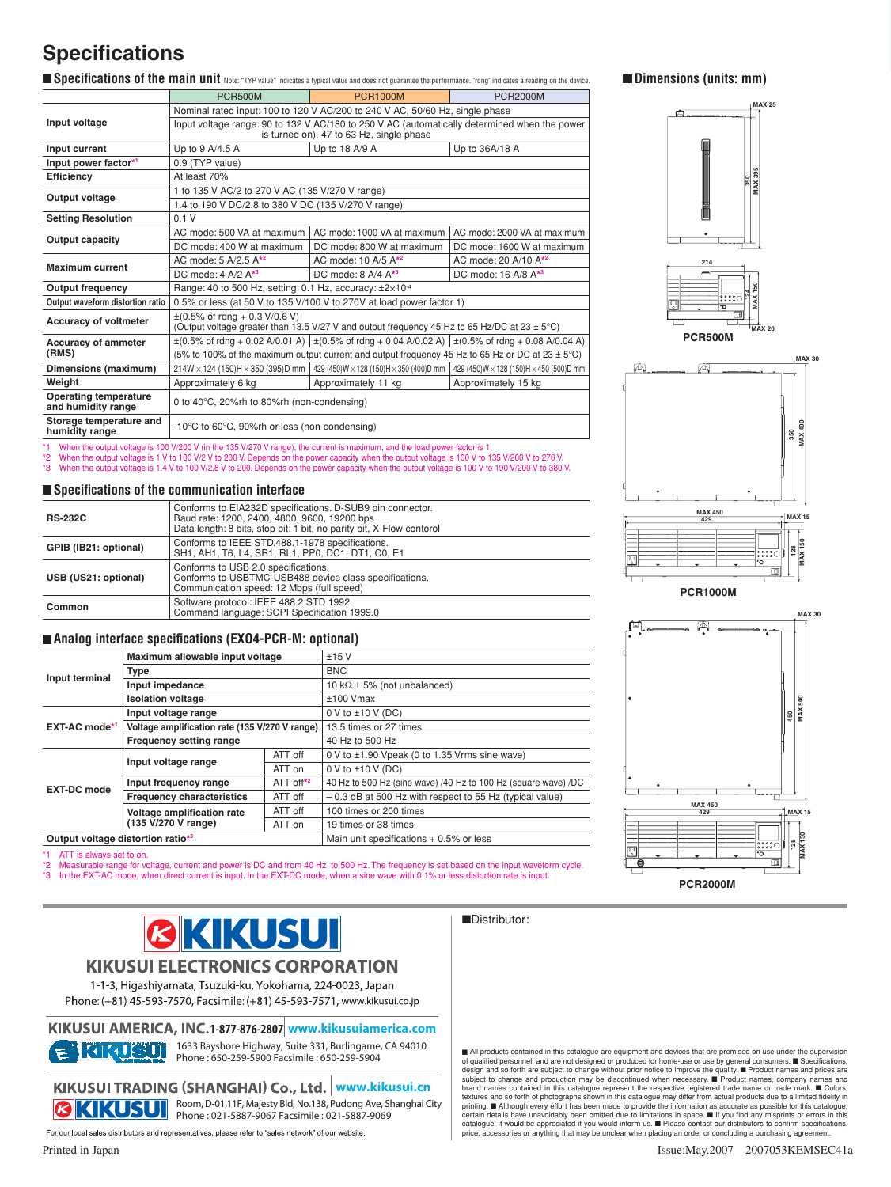# Specifications

## ■Specifications of the main unit

Note: "TYP value" indicates a typical value and does not guarantee the performance. "rdng" indicates a reading on the device.

| | PCR500M | PCR1000M | PCR2000M |
|---|---|---|---|
| Input voltage | Nominal rated input: 100 to 120 V AC/200 to 240 V AC, 50/60 Hz, single phase | | |
| | Input voltage range: 90 to 132 V AC/180 to 250 V AC (automatically determined when the power is turned on), 47 to 63 Hz, single phase | | |
| Input current | Up to 9 A/4.5 A | Up to 18 A/9 A | Up to 36A/18 A |
| Input power factor*1 | 0.9 (TYP value) | | |
| Efficiency | At least 70% | | |
| Output voltage | 1 to 135 V AC/2 to 270 V AC (135 V/270 V range) | | |
| | 1.4 to 190 V DC/2.8 to 380 V DC (135 V/270 V range) | | |
| Setting Resolution | 0.1 V | | |
| Output capacity | AC mode: 500 VA at maximum | AC mode: 1000 VA at maximum | AC mode: 2000 VA at maximum |
| | DC mode: 400 W at maximum | DC mode: 800 W at maximum | DC mode: 1600 W at maximum |
| Maximum current | AC mode: 5 A/2.5 A*2 | AC mode: 10 A/5 A*2 | AC mode: 20 A/10 A*2 |
| | DC mode: 4 A/2 A*3 | DC mode: 8 A/4 A*3 | DC mode: 16 A/8 A*3 |
| Output frequency | Range: 40 to 500 Hz, setting: 0.1 Hz, accuracy: $\pm 2\times10^{-4}$ | | |
| Output waveform distortion ratio | 0.5% or less (at 50 V to 135 V/100 V to 270V at load power factor 1) | | |
| Accuracy of voltmeter | ±(0.5% of rdng + 0.3 V/0.6 V) (Output voltage greater than 13.5 V/27 V and output frequency 45 Hz to 65 Hz/DC at 23 ± 5°C) | | |
| Accuracy of ammeter (RMS) | ±(0.5% of rdng + 0.02 A/0.01 A) | ±(0.5% of rdng + 0.04 A/0.02 A) | ±(0.5% of rdng + 0.08 A/0.04 A) |
| | (5% to 100% of the maximum output current and output frequency 45 Hz to 65 Hz or DC at 23 ± 5°C) | | |
| Dimensions (maximum) | 214W × 124 (150)H × 350 (395)D mm | 429 (450)W × 128 (150)H × 350 (400)D mm | 429 (450)W × 128 (150)H × 450 (500)D mm |
| Weight | Approximately 6 kg | Approximately 11 kg | Approximately 15 kg |
| Operating temperature and humidity range | 0 to 40°C, 20%rh to 80%rh (non-condensing) | | |
| Storage temperature and humidity range | -10°C to 60°C, 90%rh or less (non-condensing) | | |

*1 When the output voltage is 100 V/200 V (in the 135 V/270 V range), the current is maximum, and the load power factor is 1.
*2 When the output voltage is 1 V to 100 V/2 V to 200 V. Depends on the power capacity when the output voltage is 100 V to 135 V/200 V to 270 V.
*3 When the output voltage is 1.4 V to 100 V/2.8 V to 200. Depends on the power capacity when the output voltage is 100 V to 190 V/200 V to 380 V.

## ■Specifications of the communication interface

| | |
|---|---|
| RS-232C | Conforms to EIA232D specifications. D-SUB9 pin connector. Baud rate: 1200, 2400, 4800, 9600, 19200 bps Data length: 8 bits, stop bit: 1 bit, no parity bit, X-Flow contorol |
| GPIB (IB21: optional) | Conforms to IEEE STD.488.1-1978 specifications. SH1, AH1, T6, L4, SR1, RL1, PP0, DC1, DT1, C0, E1 |
| USB (US21: optional) | Conforms to USB 2.0 specifications. Conforms to USBTMC-USB488 device class specifications. Communication speed: 12 Mbps (full speed) |
| Common | Software protocol: IEEE 488.2 STD 1992 Command language: SCPI Specification 1999.0 |

## ■Analog interface specifications (EXO4-PCR-M: optional)

| | | | |
|---|---|---|---|
| Input terminal | Maximum allowable input voltage | | ±15 V |
| | Type | | BNC |
| | Input impedance | | 10 kΩ ± 5% (not unbalanced) |
| | Isolation voltage | | ±100 Vmax |
| EXT-AC mode*1 | Input voltage range | | 0 V to ±10 V (DC) |
| | Voltage amplification rate (135 V/270 V range) | | 13.5 times or 27 times |
| | Frequency setting range | | 40 Hz to 500 Hz |
| EXT-DC mode | Input voltage range | ATT off | 0 V to ±1.90 Vpeak (0 to 1.35 Vrms sine wave) |
| | | ATT on | 0 V to ±10 V (DC) |
| | Input frequency range | ATT off*2 | 40 Hz to 500 Hz (sine wave) /40 Hz to 100 Hz (square wave) /DC |
| | Frequency characteristics | ATT off | – 0.3 dB at 500 Hz with respect to 55 Hz (typical value) |
| | Voltage amplification rate (135 V/270 V range) | ATT off | 100 times or 200 times |
| | | ATT on | 19 times or 38 times |
| Output voltage distortion ratio*3 | | | Main unit specifications + 0.5% or less |

*1 ATT is always set to on.
*2 Measurable range for voltage, current and power is DC and from 40 Hz to 500 Hz. The frequency is set based on the input waveform cycle.
*3 In the EXT-AC mode, when direct current is input. In the EXT-DC mode, when a sine wave with 0.1% or less distortion rate is input.

## ■Dimensions (units: mm)

MAX 25
350
MAX 395
214
124
MAX 150
MAX 20

PCR500M

MAX 30
350
MAX 400
MAX 450
429
MAX 15
128
MAX 150

PCR1000M

MAX 30
450
MAX 500
MAX 450
429
MAX 15
128
MAX 150

PCR2000M

---

KIKUSUI

**KIKUSUI ELECTRONICS CORPORATION**

1-1-3, Higashiyamata, Tsuzuki-ku, Yokohama, 224-0023, Japan
Phone: (+81) 45-593-7570, Facsimile: (+81) 45-593-7571, www.kikusui.co.jp

**KIKUSUI AMERICA, INC.** 1-877-876-2807 www.kikusuiamerica.com
1633 Bayshore Highway, Suite 331, Burlingame, CA 94010
Phone : 650-259-5900 Facsimile : 650-259-5904

**KIKUSUI TRADING (SHANGHAI) Co., Ltd.** www.kikusui.cn
Room, D-01,11F, Majesty Bld, No.138, Pudong Ave, Shanghai City
Phone : 021-5887-9067 Facsimile : 021-5887-9069

For our local sales distributors and representatives, please refer to "sales network" of our website.

■Distributor:

■ All products contained in this catalogue are equipment and devices that are premised on use under the supervision of qualified personnel, and are not designed or produced for home-use or use by general consumers. ■ Specifications, design and so forth are subject to change without prior notice to improve the quality. ■ Product names and prices are subject to change and production may be discontinued when necessary. ■ Product names, company names and brand names contained in this catalogue represent the respective registered trade name or trade mark. ■ Colors, textures and so forth of photographs shown in this catalogue may differ from actual products due to a limited fidelity in printing. ■ Although every effort has been made to provide the information as accurate as possible for this catalogue, certain details have unavoidably been omitted due to limitations in space. ■ If you find any misprints or errors in this catalogue, it would be appreciated if you would inform us. ■ Please contact our distributors to confirm specifications, price, accessories or anything that may be unclear when placing an order or concluding a purchasing agreement.

Printed in Japan

Issue:May.2007 2007053KEMSEC41a